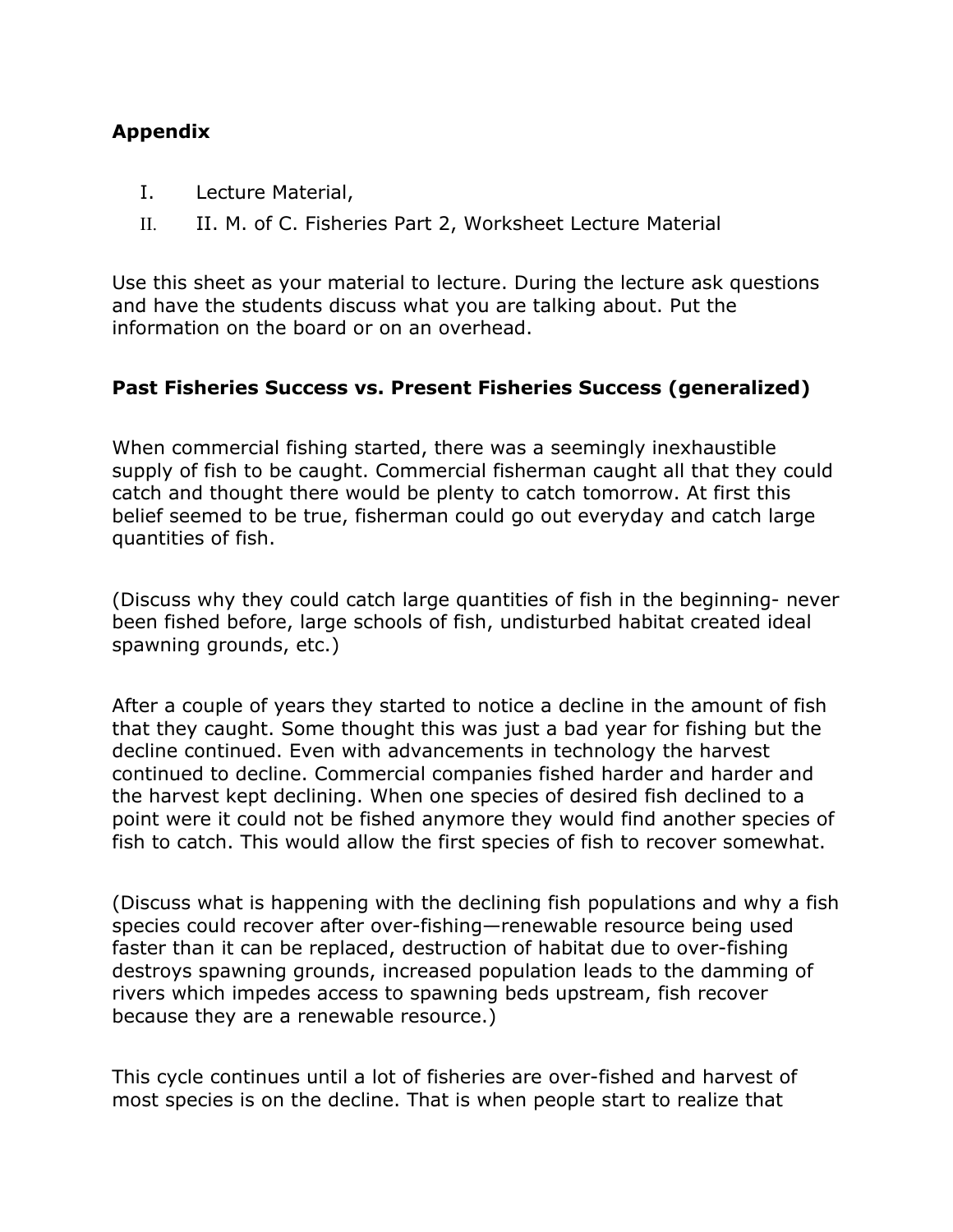**Appendix**

I. Lecture Material,

II. II. M. of C. Fisheries Part 2, Worksheet Lecture Material

Use this sheet as your material to lecture. During the lecture ask questions and have the students discuss what you are talking about. Put the information on the board or on an overhead.

**Past Fisheries Success vs. Present Fisheries Success (generalized)**

When commercial fishing started, there was a seemingly inexhaustible supply of fish to be caught. Commercial fisherman caught all that they could catch and thought there would be plenty to catch tomorrow. At first this belief seemed to be true, fisherman could go out everyday and catch large quantities of fish.

(Discuss why they could catch large quantities of fish in the beginning- never been fished before, large schools of fish, undisturbed habitat created ideal spawning grounds, etc.)

After a couple of years they started to notice a decline in the amount of fish that they caught. Some thought this was just a bad year for fishing but the decline continued. Even with advancements in technology the harvest continued to decline. Commercial companies fished harder and harder and the harvest kept declining. When one species of desired fish declined to a point were it could not be fished anymore they would find another species of fish to catch. This would allow the first species of fish to recover somewhat.

(Discuss what is happening with the declining fish populations and why a fish species could recover after over-fishing—renewable resource being used faster than it can be replaced, destruction of habitat due to over-fishing destroys spawning grounds, increased population leads to the damming of rivers which impedes access to spawning beds upstream, fish recover because they are a renewable resource.)

This cycle continues until a lot of fisheries are over-fished and harvest of most species is on the decline. That is when people start to realize that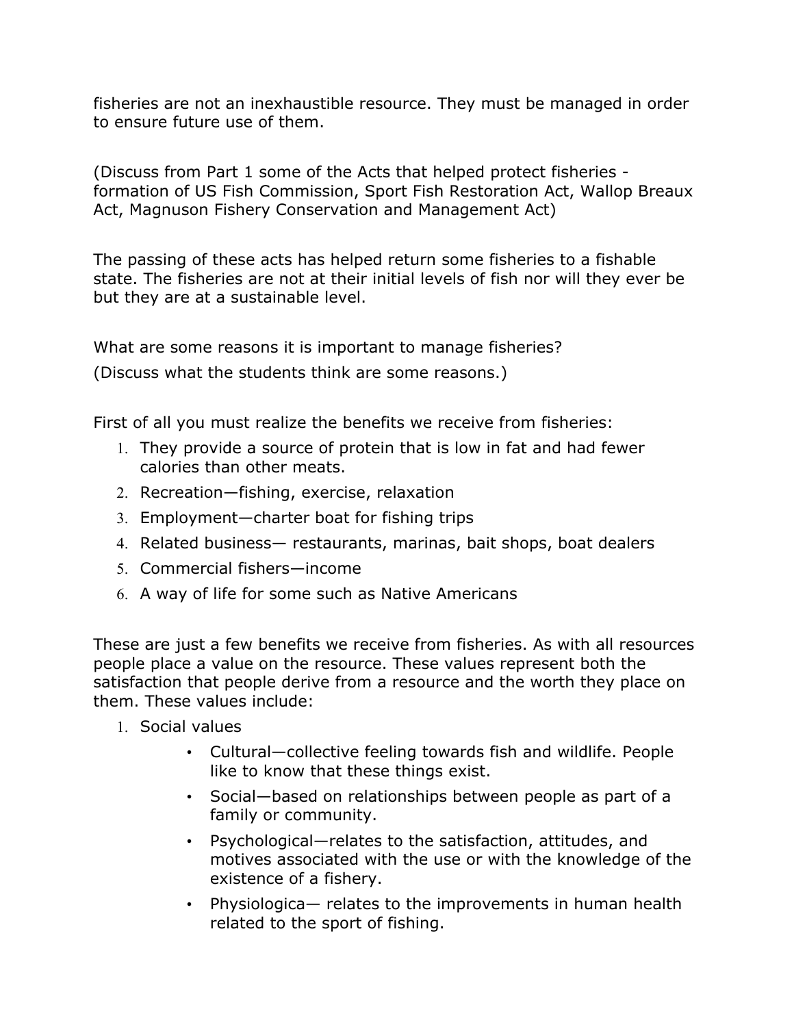fisheries are not an inexhaustible resource. They must be managed in order to ensure future use of them.

(Discuss from Part 1 some of the Acts that helped protect fisheries - formation of US Fish Commission, Sport Fish Restoration Act, Wallop Breaux Act, Magnuson Fishery Conservation and Management Act)

The passing of these acts has helped return some fisheries to a fishable state. The fisheries are not at their initial levels of fish nor will they ever be but they are at a sustainable level.

What are some reasons it is important to manage fisheries?
(Discuss what the students think are some reasons.)

First of all you must realize the benefits we receive from fisheries:

1. They provide a source of protein that is low in fat and had fewer calories than other meats.
2. Recreation—fishing, exercise, relaxation
3. Employment—charter boat for fishing trips
4. Related business— restaurants, marinas, bait shops, boat dealers
5. Commercial fishers—income
6. A way of life for some such as Native Americans

These are just a few benefits we receive from fisheries. As with all resources people place a value on the resource. These values represent both the satisfaction that people derive from a resource and the worth they place on them. These values include:

1. Social values
    - Cultural—collective feeling towards fish and wildlife. People like to know that these things exist.
    - Social—based on relationships between people as part of a family or community.
    - Psychological—relates to the satisfaction, attitudes, and motives associated with the use or with the knowledge of the existence of a fishery.
    - Physiologica— relates to the improvements in human health related to the sport of fishing.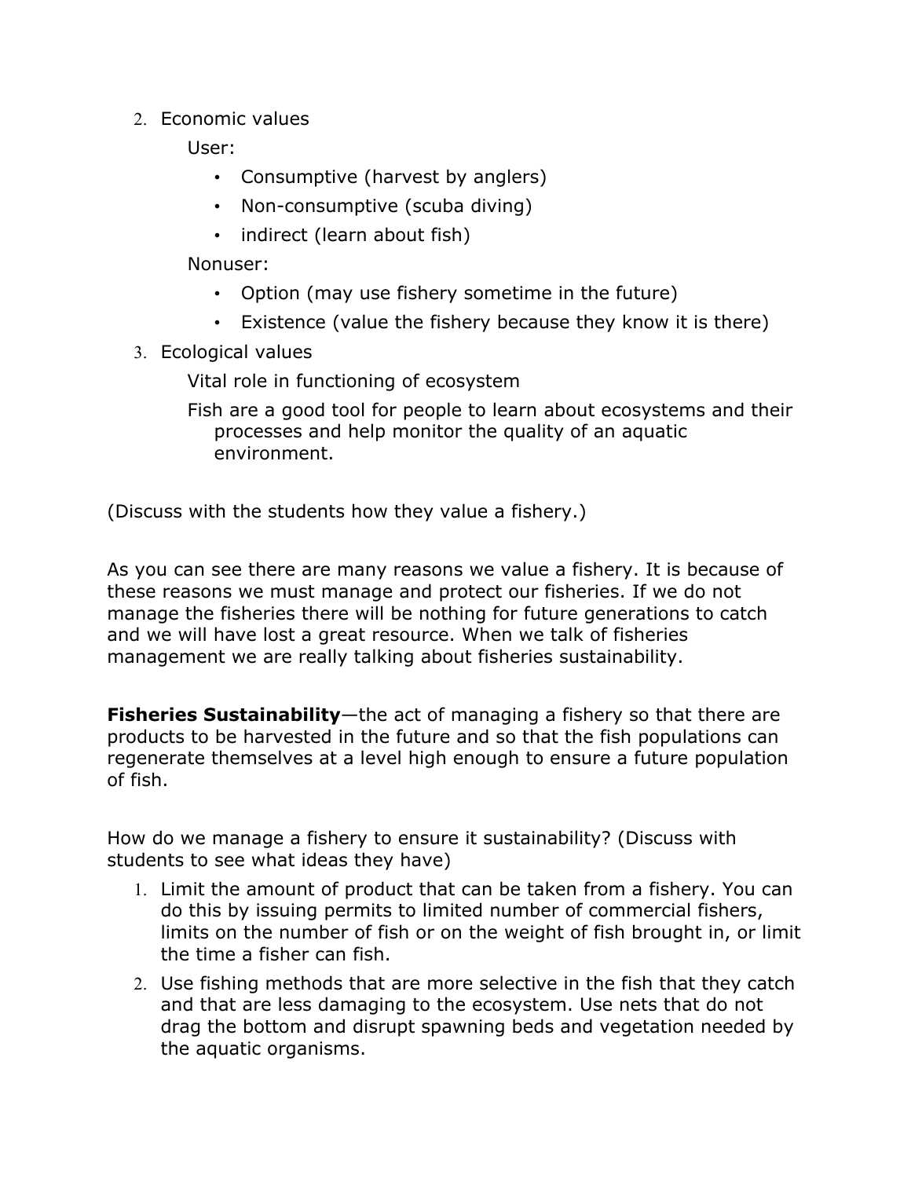2. Economic values

   User:

   - Consumptive (harvest by anglers)
   - Non-consumptive (scuba diving)
   - indirect (learn about fish)

   Nonuser:

   - Option (may use fishery sometime in the future)
   - Existence (value the fishery because they know it is there)

3. Ecological values

   Vital role in functioning of ecosystem

   Fish are a good tool for people to learn about ecosystems and their processes and help monitor the quality of an aquatic environment.

(Discuss with the students how they value a fishery.)

As you can see there are many reasons we value a fishery. It is because of these reasons we must manage and protect our fisheries. If we do not manage the fisheries there will be nothing for future generations to catch and we will have lost a great resource. When we talk of fisheries management we are really talking about fisheries sustainability.

**Fisheries Sustainability**—the act of managing a fishery so that there are products to be harvested in the future and so that the fish populations can regenerate themselves at a level high enough to ensure a future population of fish.

How do we manage a fishery to ensure it sustainability? (Discuss with students to see what ideas they have)

1. Limit the amount of product that can be taken from a fishery. You can do this by issuing permits to limited number of commercial fishers, limits on the number of fish or on the weight of fish brought in, or limit the time a fisher can fish.
2. Use fishing methods that are more selective in the fish that they catch and that are less damaging to the ecosystem. Use nets that do not drag the bottom and disrupt spawning beds and vegetation needed by the aquatic organisms.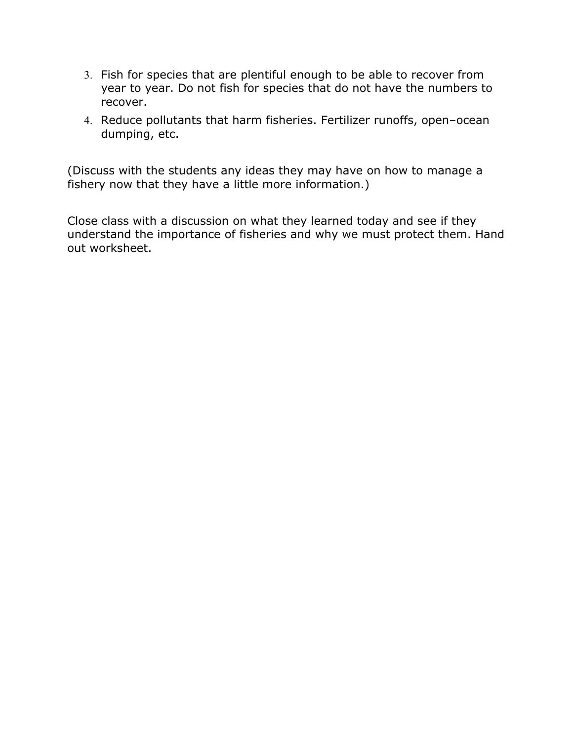3. Fish for species that are plentiful enough to be able to recover from year to year. Do not fish for species that do not have the numbers to recover.
4. Reduce pollutants that harm fisheries. Fertilizer runoffs, open–ocean dumping, etc.

(Discuss with the students any ideas they may have on how to manage a fishery now that they have a little more information.)

Close class with a discussion on what they learned today and see if they understand the importance of fisheries and why we must protect them. Hand out worksheet.